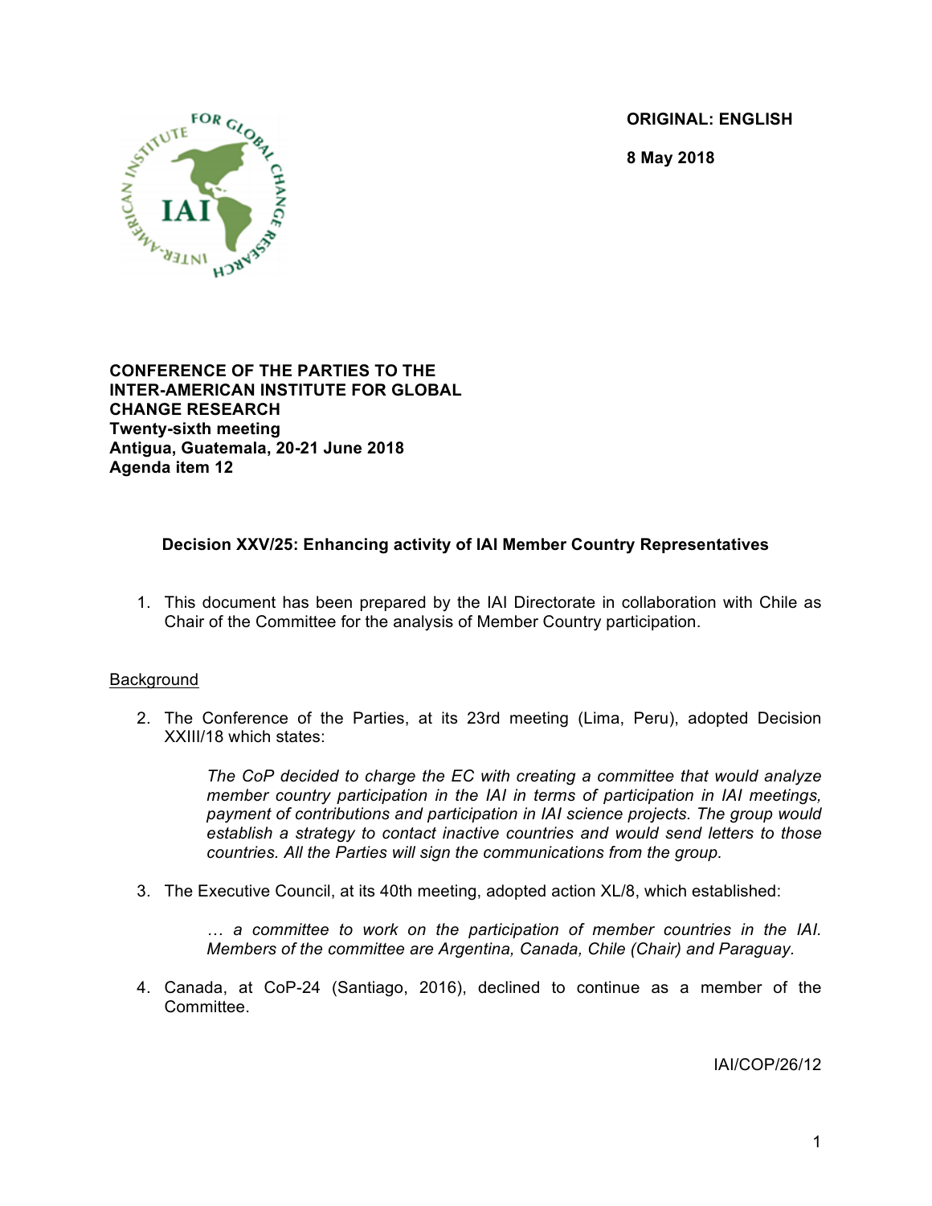**ORIGINAL: ENGLISH**

**8 May 2018**

**CONFERENCE OF THE PARTIES TO THE INTER-AMERICAN INSTITUTE FOR GLOBAL CHANGE RESEARCH**
**Twenty-sixth meeting**
**Antigua, Guatemala, 20-21 June 2018**
**Agenda item 12**

## Decision XXV/25: Enhancing activity of IAI Member Country Representatives

1. This document has been prepared by the IAI Directorate in collaboration with Chile as Chair of the Committee for the analysis of Member Country participation.

Background

2. The Conference of the Parties, at its 23rd meeting (Lima, Peru), adopted Decision XXIII/18 which states:

   *The CoP decided to charge the EC with creating a committee that would analyze member country participation in the IAI in terms of participation in IAI meetings, payment of contributions and participation in IAI science projects. The group would establish a strategy to contact inactive countries and would send letters to those countries. All the Parties will sign the communications from the group.*

3. The Executive Council, at its 40th meeting, adopted action XL/8, which established:

   *… a committee to work on the participation of member countries in the IAI. Members of the committee are Argentina, Canada, Chile (Chair) and Paraguay.*

4. Canada, at CoP-24 (Santiago, 2016), declined to continue as a member of the Committee.

IAI/COP/26/12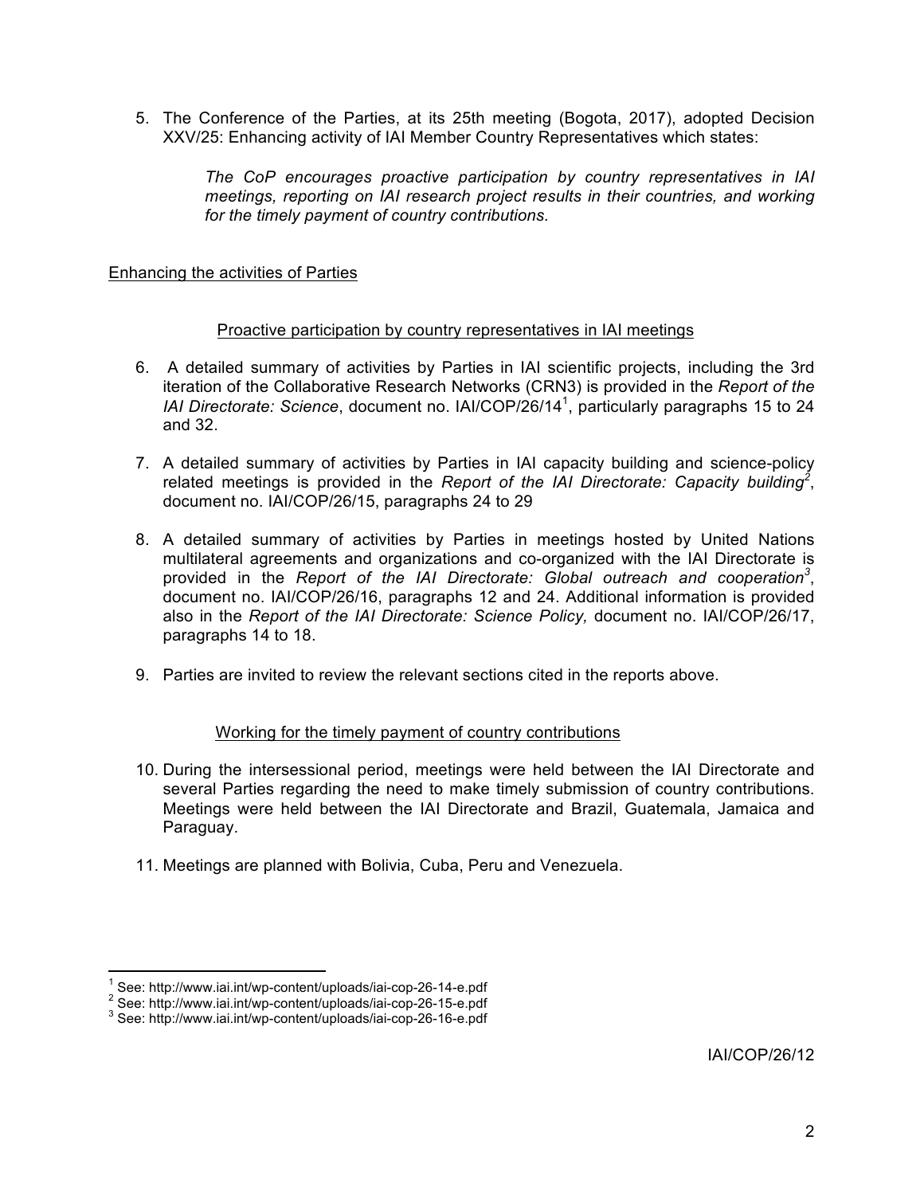5. The Conference of the Parties, at its 25th meeting (Bogota, 2017), adopted Decision XXV/25: Enhancing activity of IAI Member Country Representatives which states:

   *The CoP encourages proactive participation by country representatives in IAI meetings, reporting on IAI research project results in their countries, and working for the timely payment of country contributions.*

## Enhancing the activities of Parties

### Proactive participation by country representatives in IAI meetings

6. A detailed summary of activities by Parties in IAI scientific projects, including the 3rd iteration of the Collaborative Research Networks (CRN3) is provided in the *Report of the IAI Directorate: Science*, document no. IAI/COP/26/14[1], particularly paragraphs 15 to 24 and 32.

7. A detailed summary of activities by Parties in IAI capacity building and science-policy related meetings is provided in the *Report of the IAI Directorate: Capacity building*[2], document no. IAI/COP/26/15, paragraphs 24 to 29

8. A detailed summary of activities by Parties in meetings hosted by United Nations multilateral agreements and organizations and co-organized with the IAI Directorate is provided in the *Report of the IAI Directorate: Global outreach and cooperation*[3], document no. IAI/COP/26/16, paragraphs 12 and 24. Additional information is provided also in the *Report of the IAI Directorate: Science Policy,* document no. IAI/COP/26/17, paragraphs 14 to 18.

9. Parties are invited to review the relevant sections cited in the reports above.

### Working for the timely payment of country contributions

10. During the intersessional period, meetings were held between the IAI Directorate and several Parties regarding the need to make timely submission of country contributions. Meetings were held between the IAI Directorate and Brazil, Guatemala, Jamaica and Paraguay.

11. Meetings are planned with Bolivia, Cuba, Peru and Venezuela.

---

[1] See: http://www.iai.int/wp-content/uploads/iai-cop-26-14-e.pdf
[2] See: http://www.iai.int/wp-content/uploads/iai-cop-26-15-e.pdf
[3] See: http://www.iai.int/wp-content/uploads/iai-cop-26-16-e.pdf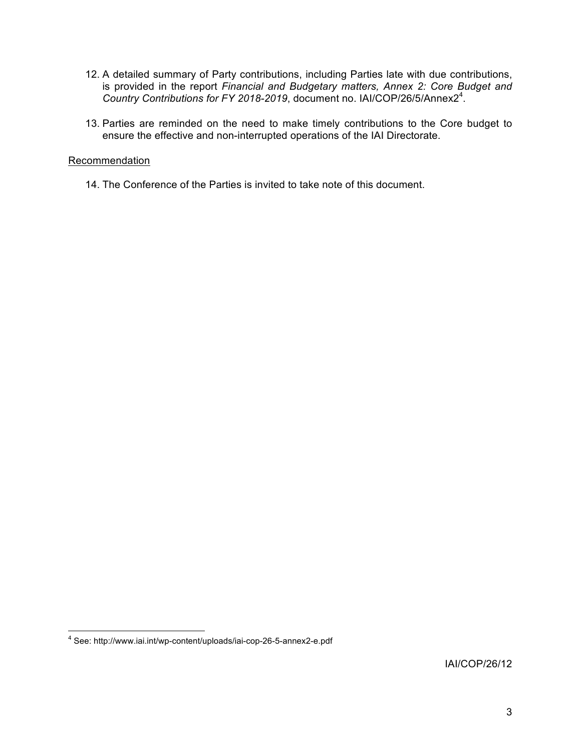12. A detailed summary of Party contributions, including Parties late with due contributions, is provided in the report *Financial and Budgetary matters, Annex 2: Core Budget and Country Contributions for FY 2018-2019*, document no. IAI/COP/26/5/Annex2[4].

13. Parties are reminded on the need to make timely contributions to the Core budget to ensure the effective and non-interrupted operations of the IAI Directorate.

Recommendation

14. The Conference of the Parties is invited to take note of this document.

[4] See: http://www.iai.int/wp-content/uploads/iai-cop-26-5-annex2-e.pdf

IAI/COP/26/12